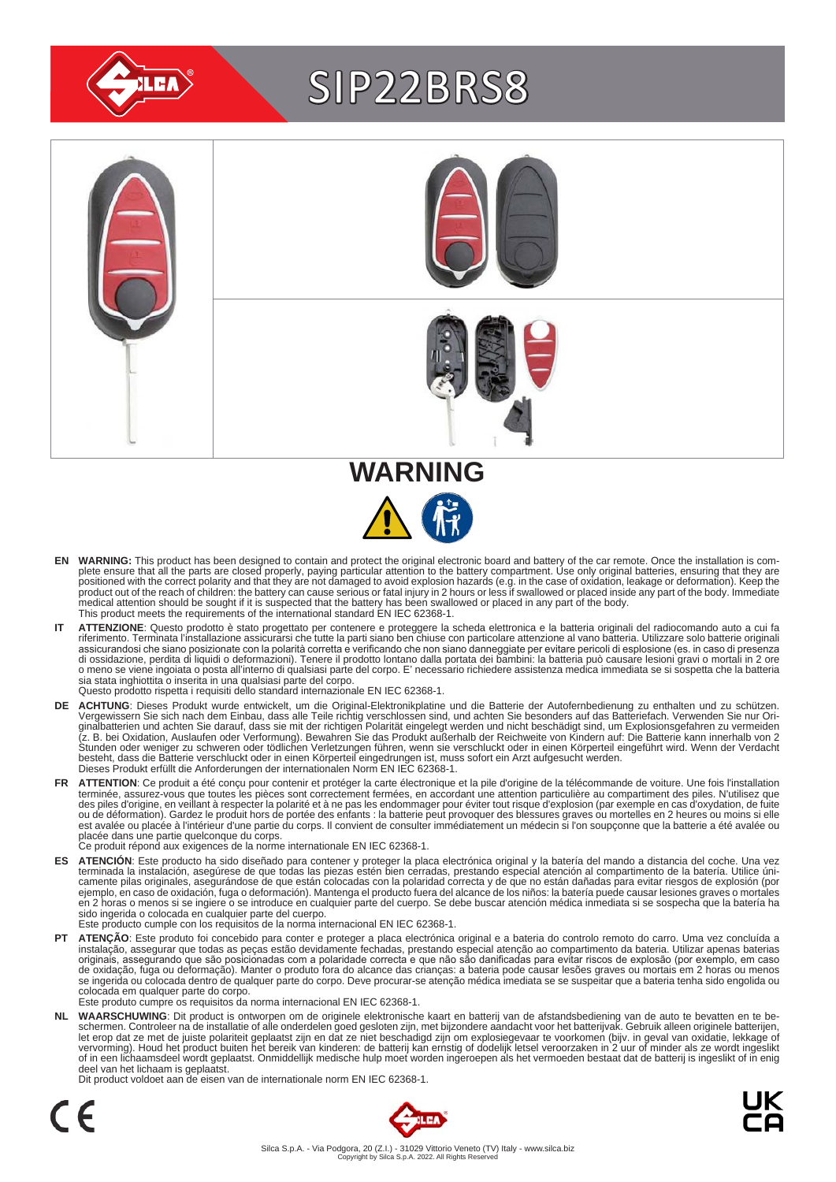# SIP22BRS8

## WARNING

**EN** **WARNING:** This product has been designed to contain and protect the original electronic board and battery of the car remote. Once the installation is complete ensure that all the parts are closed properly, paying particular attention to the battery compartment. Use only original batteries, ensuring that they are positioned with the correct polarity and that they are not damaged to avoid explosion hazards (e.g. in the case of oxidation, leakage or deformation). Keep the product out of the reach of children: the battery can cause serious or fatal injury in 2 hours or less if swallowed or placed inside any part of the body. Immediate medical attention should be sought if it is suspected that the battery has been swallowed or placed in any part of the body.
This product meets the requirements of the international standard EN IEC 62368-1.

**IT** **ATTENZIONE**: Questo prodotto è stato progettato per contenere e proteggere la scheda elettronica e la batteria originali del radiocomando auto a cui fa riferimento. Terminata l'installazione assicurarsi che tutte la parti siano ben chiuse con particolare attenzione al vano batteria. Utilizzare solo batterie originali assicurandosi che siano posizionate con la polarità corretta e verificando che non siano danneggiate per evitare pericoli di esplosione (es. in caso di presenza di ossidazione, perdita di liquidi o deformazioni). Tenere il prodotto lontano dalla portata dei bambini: la batteria può causare lesioni gravi o mortali in 2 ore o meno se viene ingoiata o posta all'interno di qualsiasi parte del corpo. E' necessario richiedere assistenza medica immediata se si sospetta che la batteria sia stata inghiottita o inserita in una qualsiasi parte del corpo.
Questo prodotto rispetta i requisiti dello standard internazionale EN IEC 62368-1.

**DE** **ACHTUNG**: Dieses Produkt wurde entwickelt, um die Original-Elektronikplatine und die Batterie der Autofernbedienung zu enthalten und zu schützen. Vergewissern Sie sich nach dem Einbau, dass alle Teile richtig verschlossen sind, und achten Sie besonders auf das Batteriefach. Verwenden Sie nur Originalbatterien und achten Sie darauf, dass sie mit der richtigen Polarität eingelegt werden und nicht beschädigt sind, um Explosionsgefahren zu vermeiden (z. B. bei Oxidation, Auslaufen oder Verformung). Bewahren Sie das Produkt außerhalb der Reichweite von Kindern auf: Die Batterie kann innerhalb von 2 Stunden oder weniger zu schweren oder tödlichen Verletzungen führen, wenn sie verschluckt oder in einen Körperteil eingeführt wird. Wenn der Verdacht besteht, dass die Batterie verschluckt oder in einen Körperteil eingedrungen ist, muss sofort ein Arzt aufgesucht werden.
Dieses Produkt erfüllt die Anforderungen der internationalen Norm EN IEC 62368-1.

**FR** **ATTENTION**: Ce produit a été conçu pour contenir et protéger la carte électronique et la pile d'origine de la télécommande de voiture. Une fois l'installation terminée, assurez-vous que toutes les pièces sont correctement fermées, en accordant une attention particulière au compartiment des piles. N'utilisez que des piles d'origine, en veillant à respecter la polarité et à ne pas les endommager pour éviter tout risque d'explosion (par exemple en cas d'oxydation, de fuite ou de déformation). Gardez le produit hors de portée des enfants : la batterie peut provoquer des blessures graves ou mortelles en 2 heures ou moins si elle est avalée ou placée à l'intérieur d'une partie du corps. Il convient de consulter immédiatement un médecin si l'on soupçonne que la batterie a été avalée ou placée dans une partie quelconque du corps.
Ce produit répond aux exigences de la norme internationale EN IEC 62368-1.

**ES** **ATENCIÓN**: Este producto ha sido diseñado para contener y proteger la placa electrónica original y la batería del mando a distancia del coche. Una vez terminada la instalación, asegúrese de que todas las piezas estén bien cerradas, prestando especial atención al compartimento de la batería. Utilice únicamente pilas originales, asegurándose de que están colocadas con la polaridad correcta y de que no están dañadas para evitar riesgos de explosión (por ejemplo, en caso de oxidación, fuga o deformación). Mantenga el producto fuera del alcance de los niños: la batería puede causar lesiones graves o mortales en 2 horas o menos si se ingiere o se introduce en cualquier parte del cuerpo. Se debe buscar atención médica inmediata si se sospecha que la batería ha sido ingerida o colocada en cualquier parte del cuerpo.
Este producto cumple con los requisitos de la norma internacional EN IEC 62368-1.

**PT** **ATENÇÃO**: Este produto foi concebido para conter e proteger a placa electrónica original e a bateria do controlo remoto do carro. Uma vez concluída a instalação, assegurar que todas as peças estão devidamente fechadas, prestando especial atenção ao compartimento da bateria. Utilizar apenas baterias originais, assegurando que são posicionadas com a polaridade correcta e que não são danificadas para evitar riscos de explosão (por exemplo, em caso de oxidação, fuga ou deformação). Manter o produto fora do alcance das crianças: a bateria pode causar lesões graves ou mortais em 2 horas ou menos se ingerida ou colocada dentro de qualquer parte do corpo. Deve procurar-se atenção médica imediata se se suspeitar que a bateria tenha sido engolida ou colocada em qualquer parte do corpo.
Este produto cumpre os requisitos da norma internacional EN IEC 62368-1.

**NL** **WAARSCHUWING**: Dit product is ontworpen om de originele elektronische kaart en batterij van de afstandsbediening van de auto te bevatten en te beschermen. Controleer na de installatie of alle onderdelen goed gesloten zijn, met bijzondere aandacht voor het batterijvak. Gebruik alleen originele batterijen, let erop dat ze met de juiste polariteit geplaatst zijn en dat ze niet beschadigd zijn om explosiegevaar te voorkomen (bijv. in geval van oxidatie, lekkage of vervorming). Houd het product buiten het bereik van kinderen: de batterij kan ernstig of dodelijk letsel veroorzaken in 2 uur of minder als ze wordt ingeslikt of in een lichaamsdeel wordt geplaatst. Onmiddellijk medische hulp moet worden ingeroepen als het vermoeden bestaat dat de batterij is ingeslikt of in enig deel van het lichaam is geplaatst.
Dit product voldoet aan de eisen van de internationale norm EN IEC 62368-1.

Silca S.p.A. - Via Podgora, 20 (Z.I.) - 31029 Vittorio Veneto (TV) Italy - www.silca.biz
Copyright by Silca S.p.A. 2022. All Rights Reserved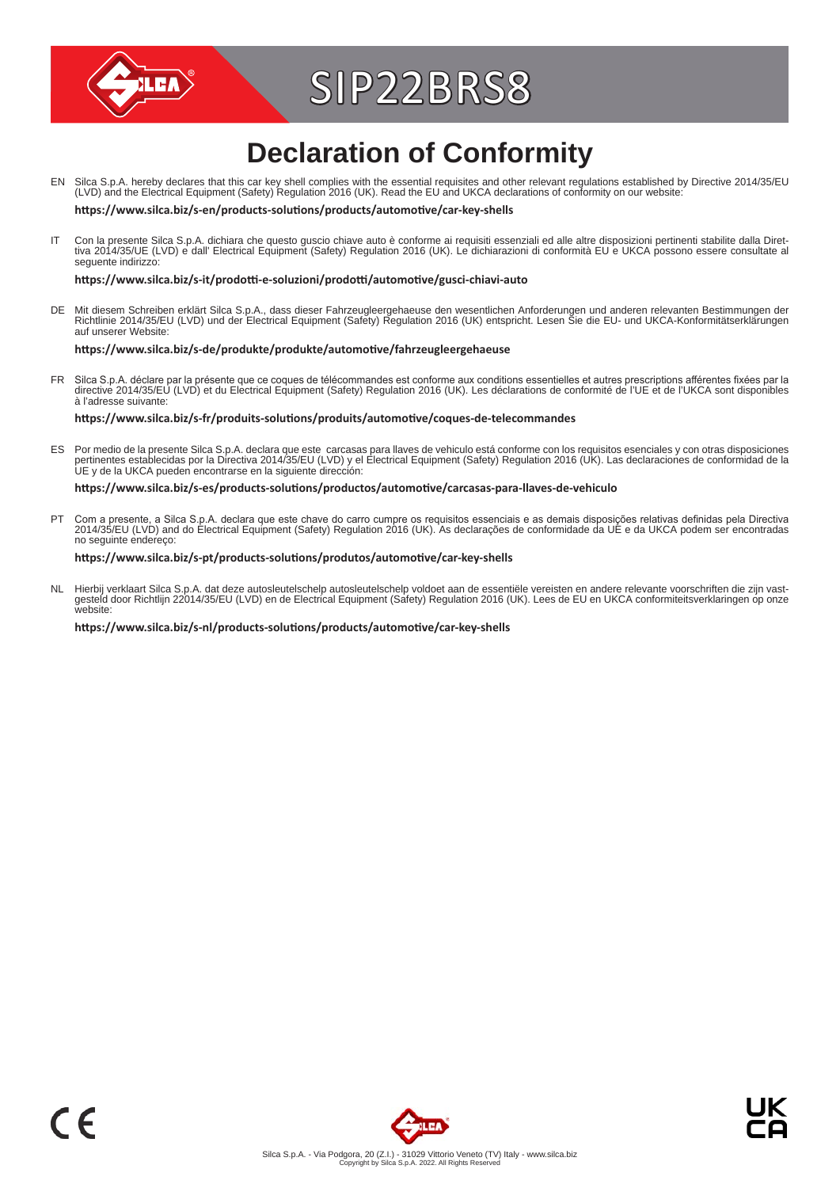# SIP22BRS8

## Declaration of Conformity

EN Silca S.p.A. hereby declares that this car key shell complies with the essential requisites and other relevant regulations established by Directive 2014/35/EU (LVD) and the Electrical Equipment (Safety) Regulation 2016 (UK). Read the EU and UKCA declarations of conformity on our website:

**https://www.silca.biz/s-en/products-solutions/products/automotive/car-key-shells**

IT Con la presente Silca S.p.A. dichiara che questo guscio chiave auto è conforme ai requisiti essenziali ed alle altre disposizioni pertinenti stabilite dalla Direttiva 2014/35/UE (LVD) e dall' Electrical Equipment (Safety) Regulation 2016 (UK). Le dichiarazioni di conformità EU e UKCA possono essere consultate al seguente indirizzo:

**https://www.silca.biz/s-it/prodotti-e-soluzioni/prodotti/automotive/gusci-chiavi-auto**

DE Mit diesem Schreiben erklärt Silca S.p.A., dass dieser Fahrzeugleergehaeuse den wesentlichen Anforderungen und anderen relevanten Bestimmungen der Richtlinie 2014/35/EU (LVD) und der Electrical Equipment (Safety) Regulation 2016 (UK) entspricht. Lesen Sie die EU- und UKCA-Konformitätserklärungen auf unserer Website:

**https://www.silca.biz/s-de/produkte/produkte/automotive/fahrzeugleergehaeuse**

FR Silca S.p.A. déclare par la présente que ce coques de télécommandes est conforme aux conditions essentielles et autres prescriptions afférentes fixées par la directive 2014/35/EU (LVD) et du Electrical Equipment (Safety) Regulation 2016 (UK). Les déclarations de conformité de l'UE et de l'UKCA sont disponibles à l'adresse suivante:

**https://www.silca.biz/s-fr/produits-solutions/produits/automotive/coques-de-telecommandes**

ES Por medio de la presente Silca S.p.A. declara que este carcasas para llaves de vehiculo está conforme con los requisitos esenciales y con otras disposiciones pertinentes establecidas por la Directiva 2014/35/EU (LVD) y el Electrical Equipment (Safety) Regulation 2016 (UK). Las declaraciones de conformidad de la UE y de la UKCA pueden encontrarse en la siguiente dirección:

**https://www.silca.biz/s-es/products-solutions/productos/automotive/carcasas-para-llaves-de-vehiculo**

PT Com a presente, a Silca S.p.A. declara que este chave do carro cumpre os requisitos essenciais e as demais disposições relativas definidas pela Directiva 2014/35/EU (LVD) and do Electrical Equipment (Safety) Regulation 2016 (UK). As declarações de conformidade da UE e da UKCA podem ser encontradas no seguinte endereço:

**https://www.silca.biz/s-pt/products-solutions/produtos/automotive/car-key-shells**

NL Hierbij verklaart Silca S.p.A. dat deze autosleutelschelp autosleutelschelp voldoet aan de essentiële vereisten en andere relevante voorschriften die zijn vastgesteld door Richtlijn 22014/35/EU (LVD) en de Electrical Equipment (Safety) Regulation 2016 (UK). Lees de EU en UKCA conformiteitsverklaringen op onze website:

**https://www.silca.biz/s-nl/products-solutions/products/automotive/car-key-shells**

CE

UK CA

Silca S.p.A. - Via Podgora, 20 (Z.I.) - 31029 Vittorio Veneto (TV) Italy - www.silca.biz
Copyright by Silca S.p.A. 2022. All Rights Reserved